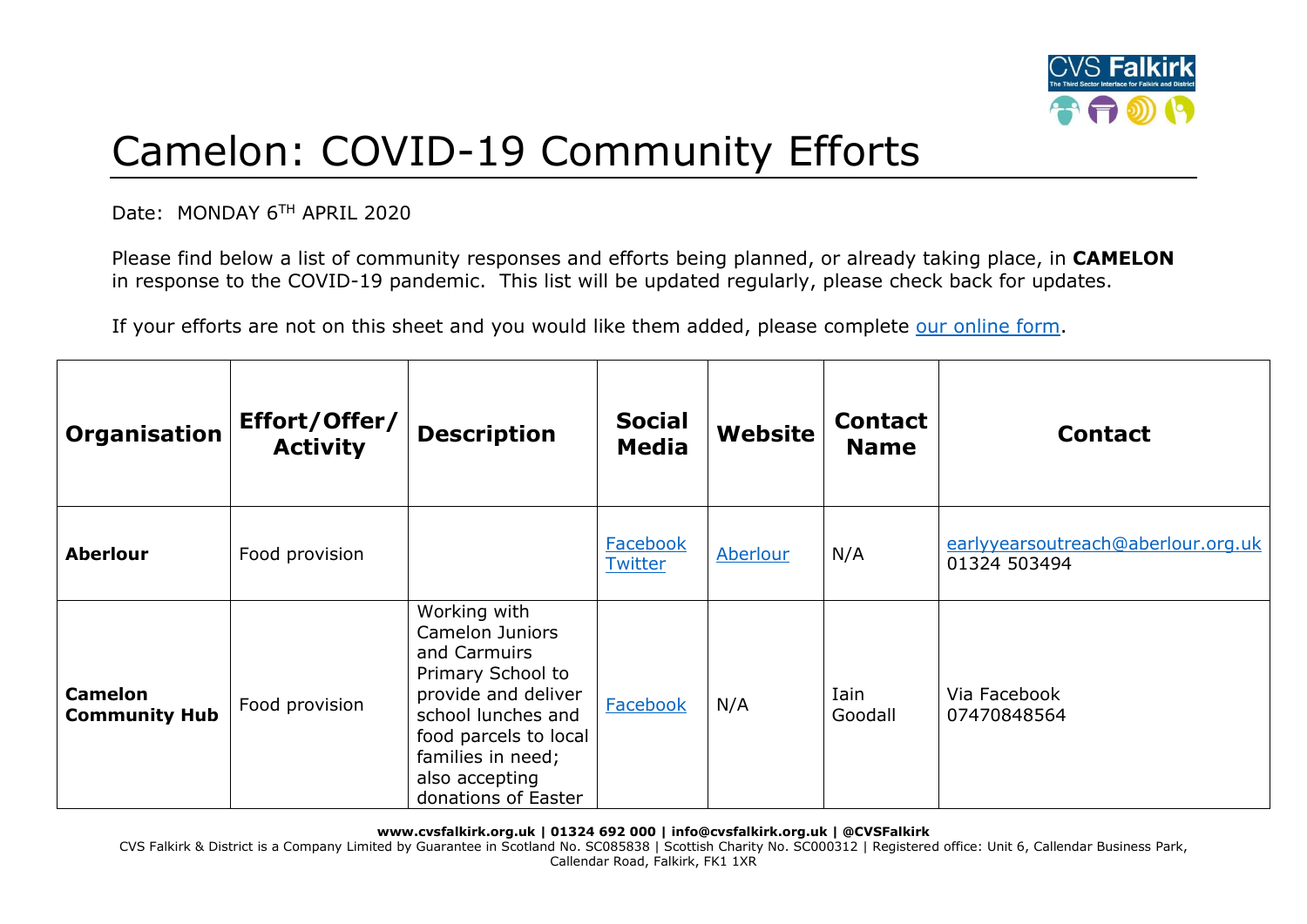# Camelon: COVID-19 Community Efforts

Date: MONDAY 6TH APRIL 2020

Please find below a list of community responses and efforts being planned, or already taking place, in **CAMELON** in response to the COVID-19 pandemic. This list will be updated regularly, please check back for updates.

If your efforts are not on this sheet and you would like them added, please complete our online form.

| Organisation | Effort/Offer/ Activity | Description | Social Media | Website | Contact Name | Contact |
|---|---|---|---|---|---|---|
| **Aberlour** | Food provision | | Facebook Twitter | Aberlour | N/A | earlyyearsoutreach@aberlour.org.uk 01324 503494 |
| **Camelon Community Hub** | Food provision | Working with Camelon Juniors and Carmuirs Primary School to provide and deliver school lunches and food parcels to local families in need; also accepting donations of Easter | Facebook | N/A | Iain Goodall | Via Facebook 07470848564 |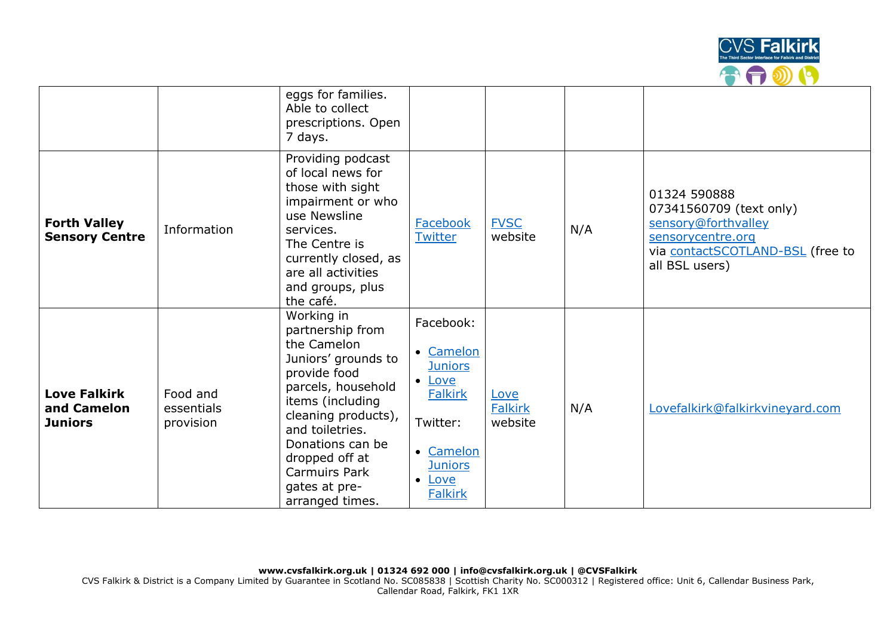| | | | | | | |
|---|---|---|---|---|---|---|
| | | eggs for families. Able to collect prescriptions. Open 7 days. | | | | |
| **Forth Valley Sensory Centre** | Information | Providing podcast of local news for those with sight impairment or who use Newsline services. The Centre is currently closed, as are all activities and groups, plus the café. | Facebook Twitter | FVSC website | N/A | 01324 590888 07341560709 (text only) sensory@forthvalleysensorycentre.org via contactSCOTLAND-BSL (free to all BSL users) |
| **Love Falkirk and Camelon Juniors** | Food and essentials provision | Working in partnership from the Camelon Juniors' grounds to provide food parcels, household items (including cleaning products), and toiletries. Donations can be dropped off at Carmuirs Park gates at pre-arranged times. | Facebook: • Camelon Juniors • Love Falkirk Twitter: • Camelon Juniors • Love Falkirk | Love Falkirk website | N/A | Lovefalkirk@falkirkvineyard.com |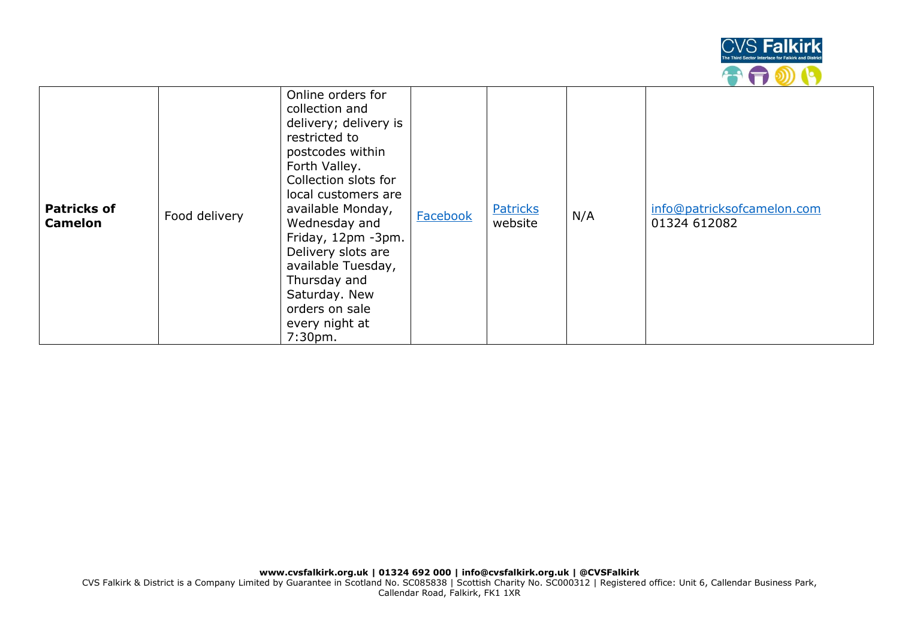| | | | | | | |
|---|---|---|---|---|---|---|
| **Patricks of Camelon** | Food delivery | Online orders for collection and delivery; delivery is restricted to postcodes within Forth Valley. Collection slots for local customers are available Monday, Wednesday and Friday, 12pm -3pm. Delivery slots are available Tuesday, Thursday and Saturday. New orders on sale every night at 7:30pm. | Facebook | Patricks website | N/A | info@patricksofcamelon.com 01324 612082 |